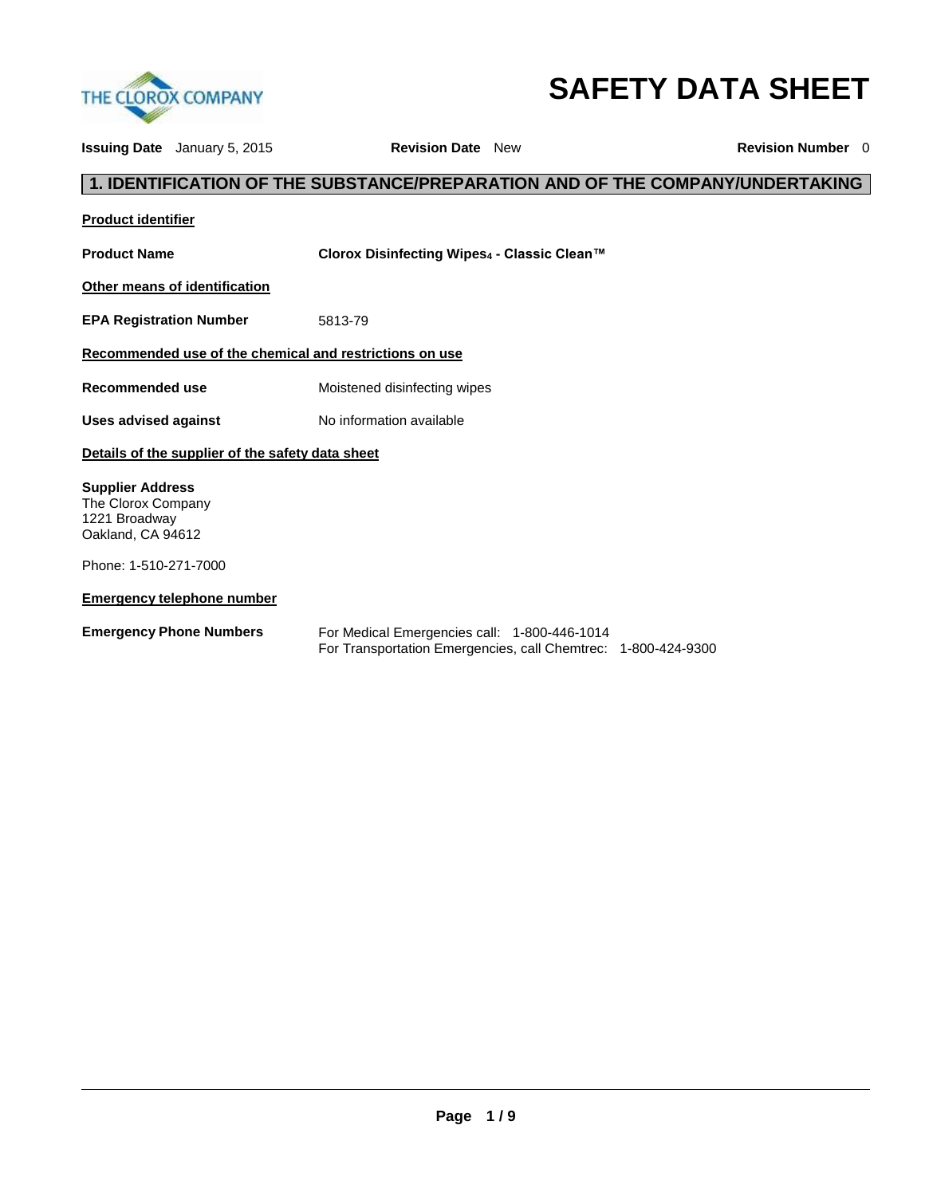THE CLOROX COMPANY

# SAFETY DATA SHEET

**Issuing Date** January 5, 2015 **Revision Date** New **Revision Number** 0

## 1. IDENTIFICATION OF THE SUBSTANCE/PREPARATION AND OF THE COMPANY/UNDERTAKING

**Product identifier**

**Product Name** **Clorox Disinfecting Wipes$_4$ - Classic Clean™**

**Other means of identification**

**EPA Registration Number** 5813-79

**Recommended use of the chemical and restrictions on use**

**Recommended use** Moistened disinfecting wipes

**Uses advised against** No information available

**Details of the supplier of the safety data sheet**

**Supplier Address**
The Clorox Company
1221 Broadway
Oakland, CA 94612

Phone: 1-510-271-7000

**Emergency telephone number**

**Emergency Phone Numbers**
For Medical Emergencies call: 1-800-446-1014
For Transportation Emergencies, call Chemtrec: 1-800-424-9300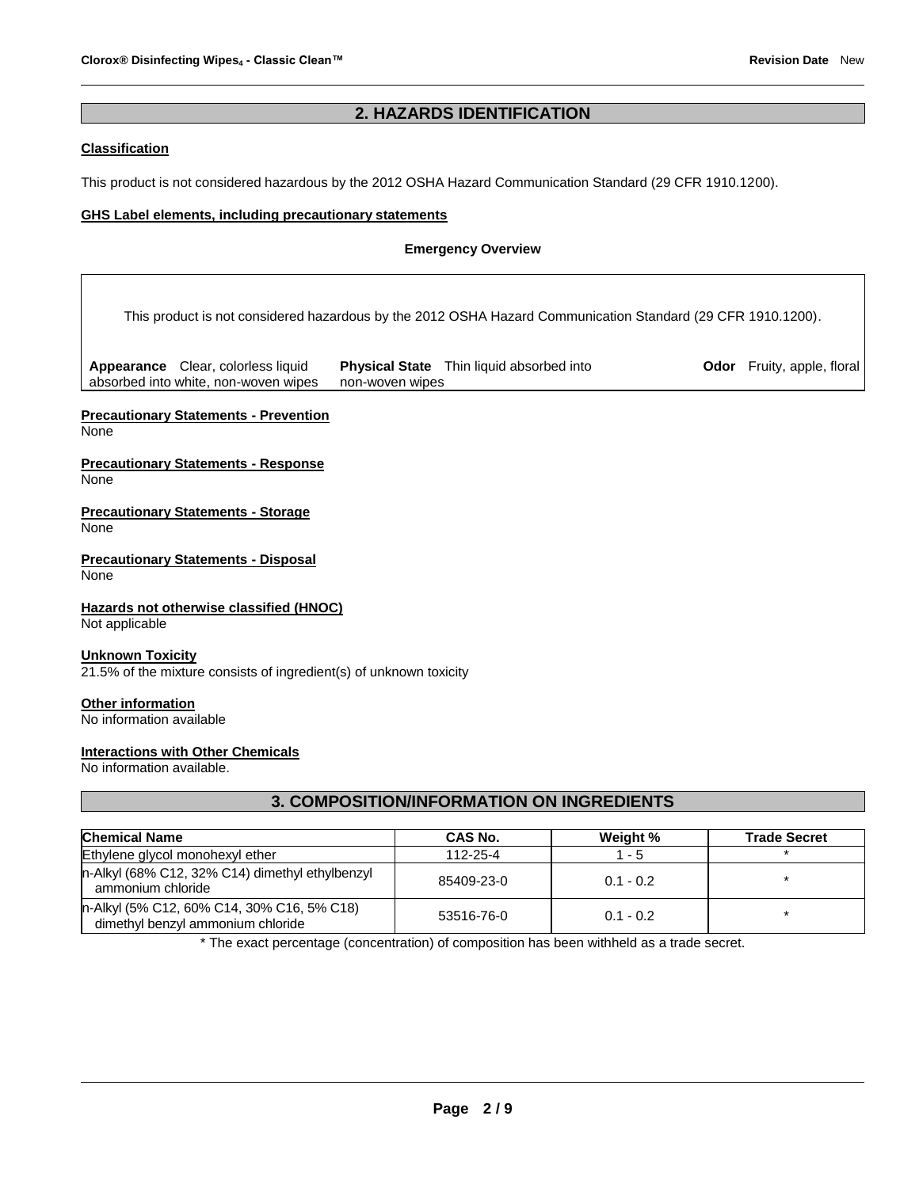## 2. HAZARDS IDENTIFICATION

**Classification**

This product is not considered hazardous by the 2012 OSHA Hazard Communication Standard (29 CFR 1910.1200).

**GHS Label elements, including precautionary statements**

**Emergency Overview**

This product is not considered hazardous by the 2012 OSHA Hazard Communication Standard (29 CFR 1910.1200).

| **Appearance** Clear, colorless liquid absorbed into white, non-woven wipes | **Physical State** Thin liquid absorbed into non-woven wipes | **Odor** Fruity, apple, floral |
|---|---|---|

**Precautionary Statements - Prevention**
None

**Precautionary Statements - Response**
None

**Precautionary Statements - Storage**
None

**Precautionary Statements - Disposal**
None

**Hazards not otherwise classified (HNOC)**
Not applicable

**Unknown Toxicity**
21.5% of the mixture consists of ingredient(s) of unknown toxicity

**Other information**
No information available

**Interactions with Other Chemicals**
No information available.

## 3. COMPOSITION/INFORMATION ON INGREDIENTS

| Chemical Name | CAS No. | Weight % | Trade Secret |
|---|---|---|---|
| Ethylene glycol monohexyl ether | 112-25-4 | 1 - 5 | * |
| n-Alkyl (68% C12, 32% C14) dimethyl ethylbenzyl ammonium chloride | 85409-23-0 | 0.1 - 0.2 | * |
| n-Alkyl (5% C12, 60% C14, 30% C16, 5% C18) dimethyl benzyl ammonium chloride | 53516-76-0 | 0.1 - 0.2 | * |

* The exact percentage (concentration) of composition has been withheld as a trade secret.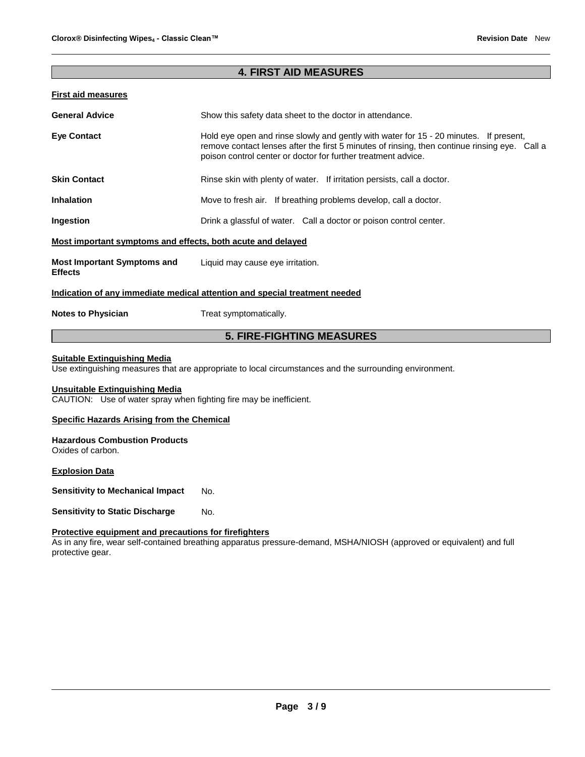## 4. FIRST AID MEASURES

**First aid measures**

| | |
|---|---|
| **General Advice** | Show this safety data sheet to the doctor in attendance. |
| **Eye Contact** | Hold eye open and rinse slowly and gently with water for 15 - 20 minutes. If present, remove contact lenses after the first 5 minutes of rinsing, then continue rinsing eye. Call a poison control center or doctor for further treatment advice. |
| **Skin Contact** | Rinse skin with plenty of water. If irritation persists, call a doctor. |
| **Inhalation** | Move to fresh air. If breathing problems develop, call a doctor. |
| **Ingestion** | Drink a glassful of water. Call a doctor or poison control center. |

**Most important symptoms and effects, both acute and delayed**

| | |
|---|---|
| **Most Important Symptoms and Effects** | Liquid may cause eye irritation. |

**Indication of any immediate medical attention and special treatment needed**

| | |
|---|---|
| **Notes to Physician** | Treat symptomatically. |

## 5. FIRE-FIGHTING MEASURES

**Suitable Extinguishing Media**

Use extinguishing measures that are appropriate to local circumstances and the surrounding environment.

**Unsuitable Extinguishing Media**

CAUTION: Use of water spray when fighting fire may be inefficient.

**Specific Hazards Arising from the Chemical**

**Hazardous Combustion Products**

Oxides of carbon.

**Explosion Data**

| | |
|---|---|
| **Sensitivity to Mechanical Impact** | No. |
| **Sensitivity to Static Discharge** | No. |

**Protective equipment and precautions for firefighters**

As in any fire, wear self-contained breathing apparatus pressure-demand, MSHA/NIOSH (approved or equivalent) and full protective gear.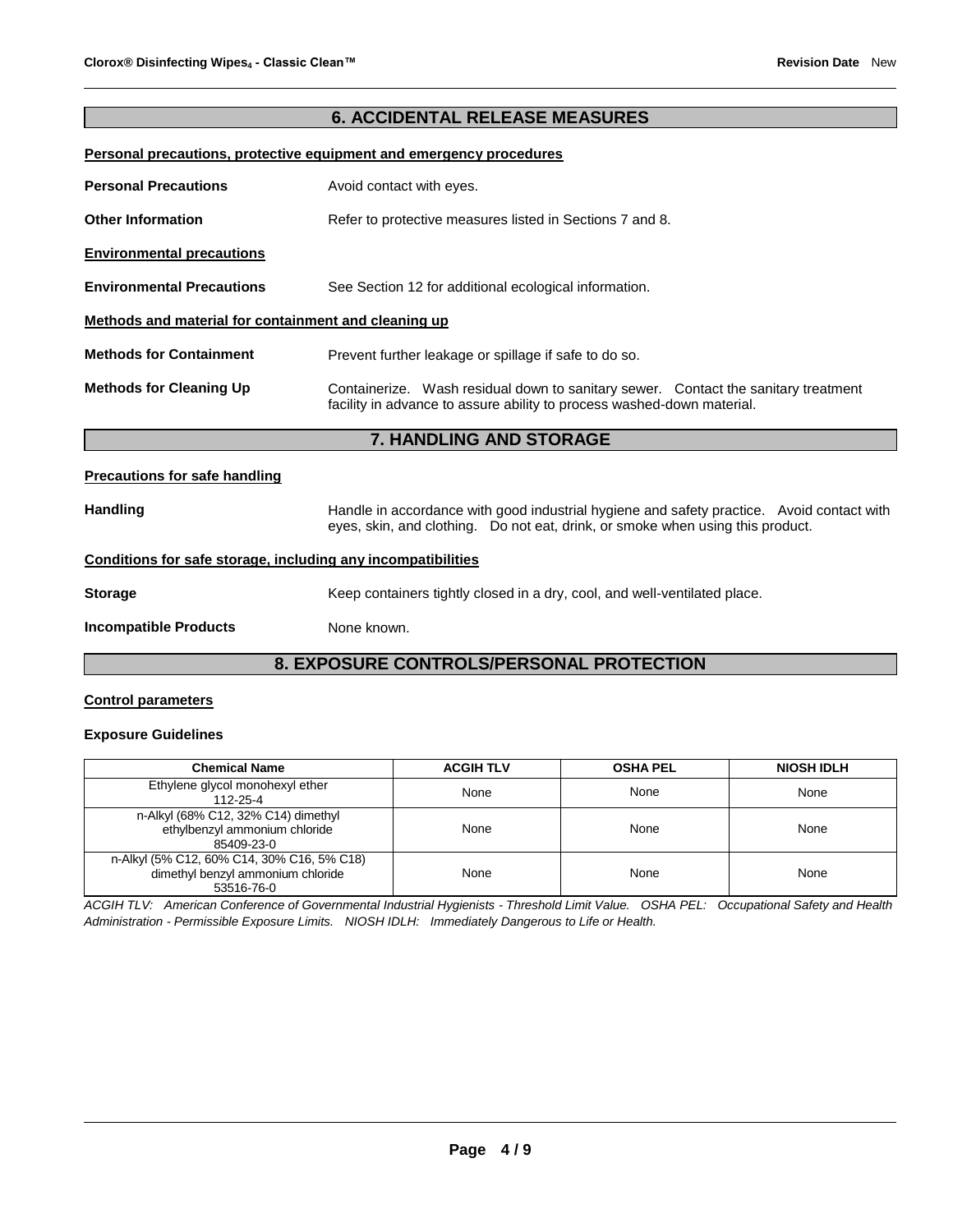## 6. ACCIDENTAL RELEASE MEASURES

**Personal precautions, protective equipment and emergency procedures**

**Personal Precautions** Avoid contact with eyes.

**Other Information** Refer to protective measures listed in Sections 7 and 8.

**Environmental precautions**

**Environmental Precautions** See Section 12 for additional ecological information.

**Methods and material for containment and cleaning up**

**Methods for Containment** Prevent further leakage or spillage if safe to do so.

**Methods for Cleaning Up** Containerize. Wash residual down to sanitary sewer. Contact the sanitary treatment facility in advance to assure ability to process washed-down material.

## 7. HANDLING AND STORAGE

**Precautions for safe handling**

**Handling** Handle in accordance with good industrial hygiene and safety practice. Avoid contact with eyes, skin, and clothing. Do not eat, drink, or smoke when using this product.

**Conditions for safe storage, including any incompatibilities**

**Storage** Keep containers tightly closed in a dry, cool, and well-ventilated place.

**Incompatible Products** None known.

## 8. EXPOSURE CONTROLS/PERSONAL PROTECTION

**Control parameters**

**Exposure Guidelines**

| Chemical Name | ACGIH TLV | OSHA PEL | NIOSH IDLH |
|---|---|---|---|
| Ethylene glycol monohexyl ether 112-25-4 | None | None | None |
| n-Alkyl (68% C12, 32% C14) dimethyl ethylbenzyl ammonium chloride 85409-23-0 | None | None | None |
| n-Alkyl (5% C12, 60% C14, 30% C16, 5% C18) dimethyl benzyl ammonium chloride 53516-76-0 | None | None | None |

*ACGIH TLV: American Conference of Governmental Industrial Hygienists - Threshold Limit Value. OSHA PEL: Occupational Safety and Health Administration - Permissible Exposure Limits. NIOSH IDLH: Immediately Dangerous to Life or Health.*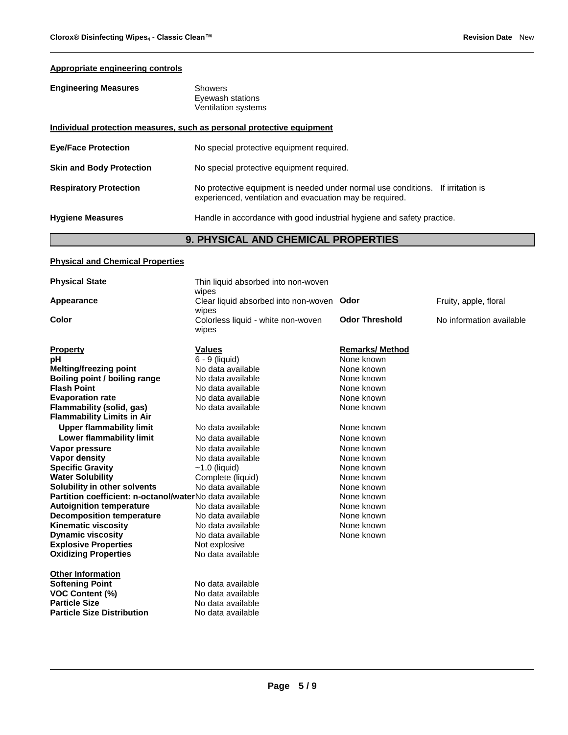**Appropriate engineering controls**

**Engineering Measures** 
Showers
Eyewash stations
Ventilation systems

**Individual protection measures, such as personal protective equipment**

**Eye/Face Protection** — No special protective equipment required.

**Skin and Body Protection** — No special protective equipment required.

**Respiratory Protection** — No protective equipment is needed under normal use conditions. If irritation is experienced, ventilation and evacuation may be required.

**Hygiene Measures** — Handle in accordance with good industrial hygiene and safety practice.

## 9. PHYSICAL AND CHEMICAL PROPERTIES

**Physical and Chemical Properties**

| | | | |
|---|---|---|---|
| **Physical State** | Thin liquid absorbed into non-woven wipes | | |
| **Appearance** | Clear liquid absorbed into non-woven wipes | **Odor** | Fruity, apple, floral |
| **Color** | Colorless liquid - white non-woven wipes | **Odor Threshold** | No information available |

| **Property** | **Values** | **Remarks/ Method** |
|---|---|---|
| **pH** | 6 - 9 (liquid) | None known |
| **Melting/freezing point** | No data available | None known |
| **Boiling point / boiling range** | No data available | None known |
| **Flash Point** | No data available | None known |
| **Evaporation rate** | No data available | None known |
| **Flammability (solid, gas)** | No data available | None known |
| **Flammability Limits in Air** | | |
| **Upper flammability limit** | No data available | None known |
| **Lower flammability limit** | No data available | None known |
| **Vapor pressure** | No data available | None known |
| **Vapor density** | No data available | None known |
| **Specific Gravity** | ~1.0 (liquid) | None known |
| **Water Solubility** | Complete (liquid) | None known |
| **Solubility in other solvents** | No data available | None known |
| **Partition coefficient: n-octanol/water** | No data available | None known |
| **Autoignition temperature** | No data available | None known |
| **Decomposition temperature** | No data available | None known |
| **Kinematic viscosity** | No data available | None known |
| **Dynamic viscosity** | No data available | None known |
| **Explosive Properties** | Not explosive | |
| **Oxidizing Properties** | No data available | |

**Other Information**

| | |
|---|---|
| **Softening Point** | No data available |
| **VOC Content (%)** | No data available |
| **Particle Size** | No data available |
| **Particle Size Distribution** | No data available |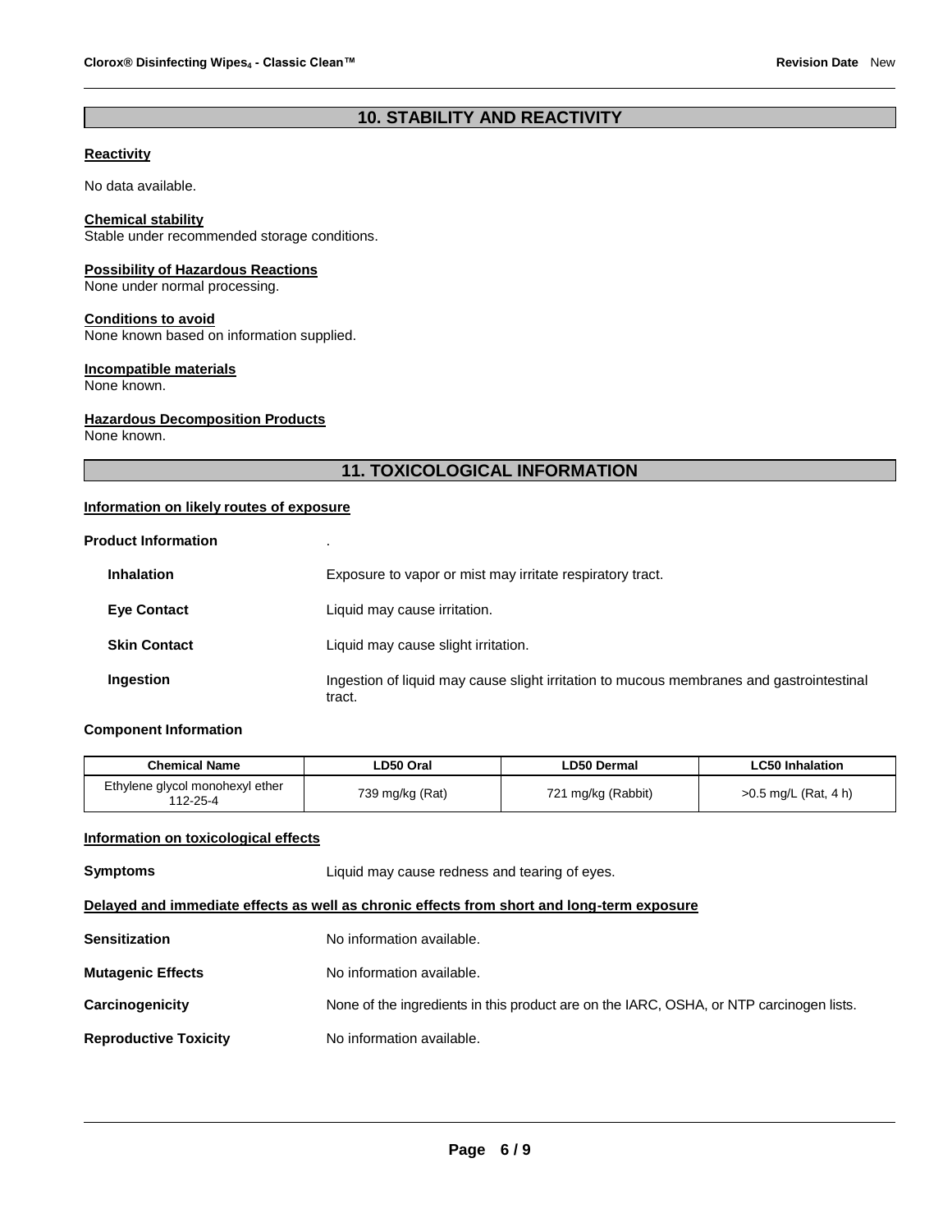## 10. STABILITY AND REACTIVITY

**Reactivity**

No data available.

**Chemical stability**
Stable under recommended storage conditions.

**Possibility of Hazardous Reactions**
None under normal processing.

**Conditions to avoid**
None known based on information supplied.

**Incompatible materials**
None known.

**Hazardous Decomposition Products**
None known.

## 11. TOXICOLOGICAL INFORMATION

**Information on likely routes of exposure**

**Product Information** .

| | |
|---|---|
| **Inhalation** | Exposure to vapor or mist may irritate respiratory tract. |
| **Eye Contact** | Liquid may cause irritation. |
| **Skin Contact** | Liquid may cause slight irritation. |
| **Ingestion** | Ingestion of liquid may cause slight irritation to mucous membranes and gastrointestinal tract. |

**Component Information**

| Chemical Name | LD50 Oral | LD50 Dermal | LC50 Inhalation |
|---|---|---|---|
| Ethylene glycol monohexyl ether 112-25-4 | 739 mg/kg (Rat) | 721 mg/kg (Rabbit) | >0.5 mg/L (Rat, 4 h) |

**Information on toxicological effects**

**Symptoms** Liquid may cause redness and tearing of eyes.

**Delayed and immediate effects as well as chronic effects from short and long-term exposure**

| | |
|---|---|
| **Sensitization** | No information available. |
| **Mutagenic Effects** | No information available. |
| **Carcinogenicity** | None of the ingredients in this product are on the IARC, OSHA, or NTP carcinogen lists. |
| **Reproductive Toxicity** | No information available. |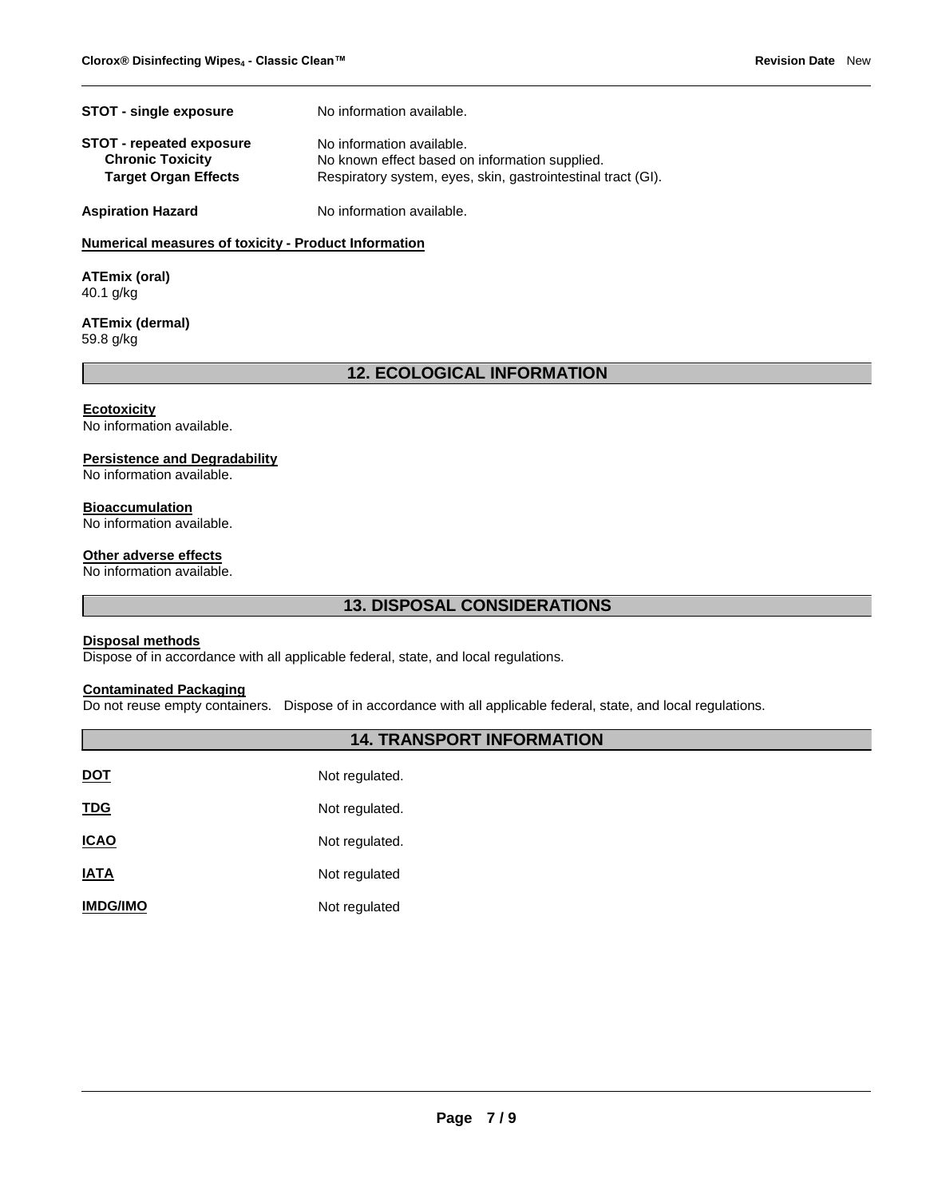**STOT - single exposure** No information available.

**STOT - repeated exposure** No information available.
**Chronic Toxicity** No known effect based on information supplied.
**Target Organ Effects** Respiratory system, eyes, skin, gastrointestinal tract (GI).

**Aspiration Hazard** No information available.

**Numerical measures of toxicity - Product Information**

**ATEmix (oral)**
40.1 g/kg

**ATEmix (dermal)**
59.8 g/kg

## 12. ECOLOGICAL INFORMATION

**Ecotoxicity**
No information available.

**Persistence and Degradability**
No information available.

**Bioaccumulation**
No information available.

**Other adverse effects**
No information available.

## 13. DISPOSAL CONSIDERATIONS

**Disposal methods**
Dispose of in accordance with all applicable federal, state, and local regulations.

**Contaminated Packaging**
Do not reuse empty containers. Dispose of in accordance with all applicable federal, state, and local regulations.

## 14. TRANSPORT INFORMATION

**DOT** Not regulated.

**TDG** Not regulated.

**ICAO** Not regulated.

**IATA** Not regulated

**IMDG/IMO** Not regulated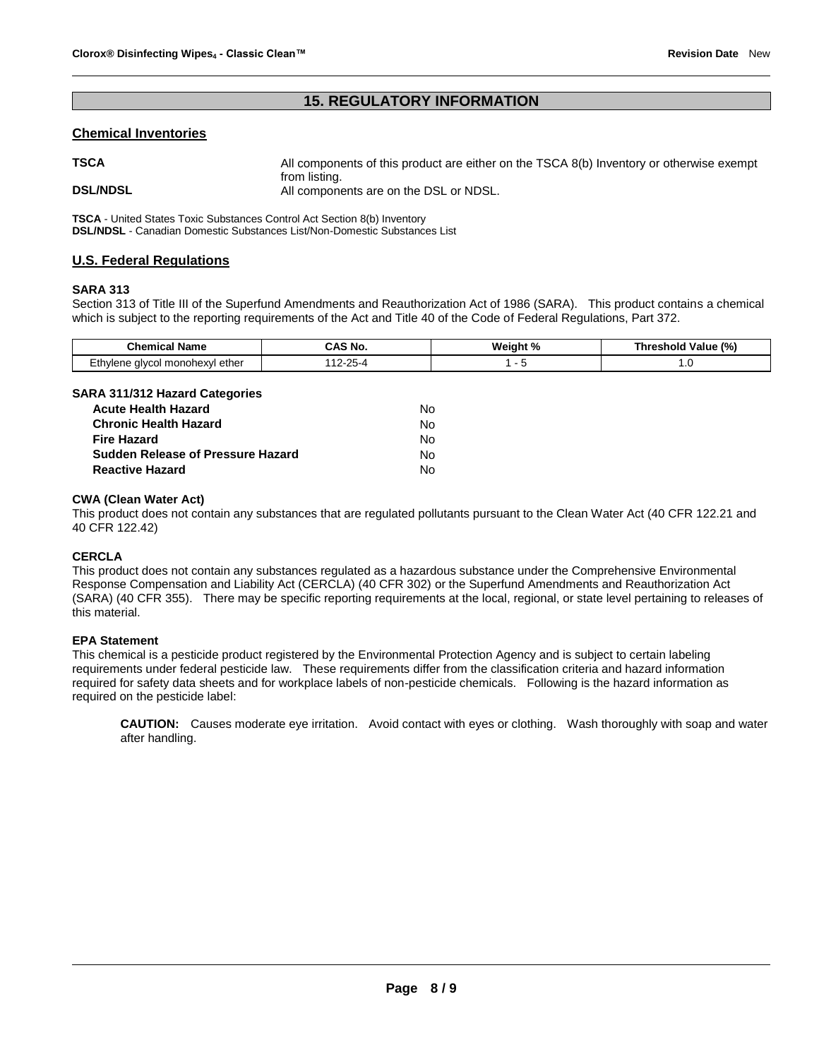## 15. REGULATORY INFORMATION

### Chemical Inventories

**TSCA** All components of this product are either on the TSCA 8(b) Inventory or otherwise exempt from listing.

**DSL/NDSL** All components are on the DSL or NDSL.

**TSCA** - United States Toxic Substances Control Act Section 8(b) Inventory
**DSL/NDSL** - Canadian Domestic Substances List/Non-Domestic Substances List

### U.S. Federal Regulations

**SARA 313**

Section 313 of Title III of the Superfund Amendments and Reauthorization Act of 1986 (SARA). This product contains a chemical which is subject to the reporting requirements of the Act and Title 40 of the Code of Federal Regulations, Part 372.

| Chemical Name | CAS No. | Weight % | Threshold Value (%) |
|---|---|---|---|
| Ethylene glycol monohexyl ether | 112-25-4 | 1 - 5 | 1.0 |

**SARA 311/312 Hazard Categories**

| | |
|---|---|
| **Acute Health Hazard** | No |
| **Chronic Health Hazard** | No |
| **Fire Hazard** | No |
| **Sudden Release of Pressure Hazard** | No |
| **Reactive Hazard** | No |

**CWA (Clean Water Act)**

This product does not contain any substances that are regulated pollutants pursuant to the Clean Water Act (40 CFR 122.21 and 40 CFR 122.42)

**CERCLA**

This product does not contain any substances regulated as a hazardous substance under the Comprehensive Environmental Response Compensation and Liability Act (CERCLA) (40 CFR 302) or the Superfund Amendments and Reauthorization Act (SARA) (40 CFR 355). There may be specific reporting requirements at the local, regional, or state level pertaining to releases of this material.

**EPA Statement**

This chemical is a pesticide product registered by the Environmental Protection Agency and is subject to certain labeling requirements under federal pesticide law. These requirements differ from the classification criteria and hazard information required for safety data sheets and for workplace labels of non-pesticide chemicals. Following is the hazard information as required on the pesticide label:

> **CAUTION:** Causes moderate eye irritation. Avoid contact with eyes or clothing. Wash thoroughly with soap and water after handling.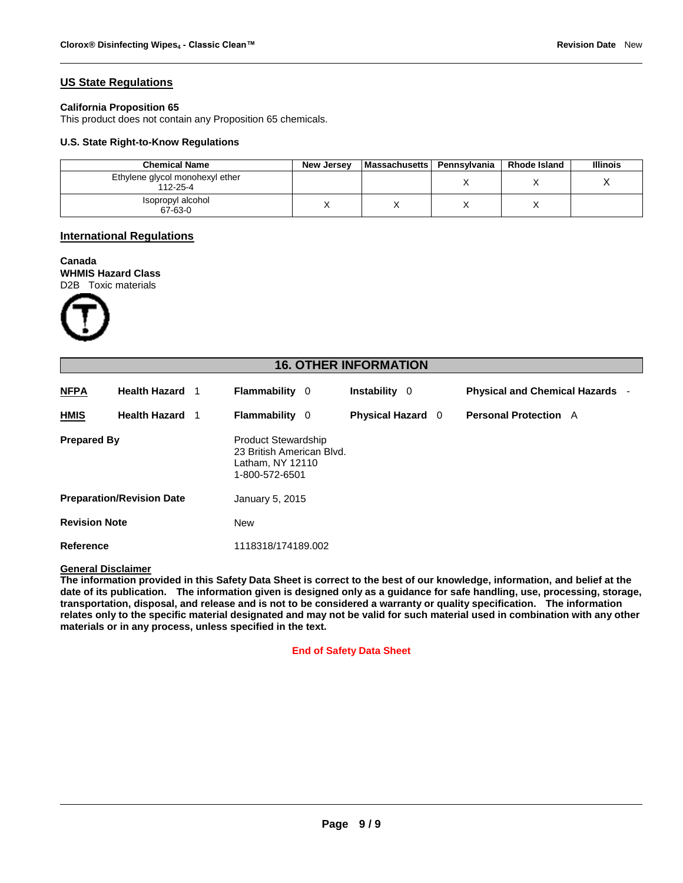## US State Regulations

**California Proposition 65**

This product does not contain any Proposition 65 chemicals.

**U.S. State Right-to-Know Regulations**

| Chemical Name | New Jersey | Massachusetts | Pennsylvania | Rhode Island | Illinois |
|---|---|---|---|---|---|
| Ethylene glycol monohexyl ether 112-25-4 | | | X | X | X |
| Isopropyl alcohol 67-63-0 | X | X | X | X | |

## International Regulations

**Canada**
**WHMIS Hazard Class**
D2B Toxic materials

## 16. OTHER INFORMATION

| | | | | |
|---|---|---|---|---|
| **NFPA** | **Health Hazard** 1 | **Flammability** 0 | **Instability** 0 | **Physical and Chemical Hazards** - |
| **HMIS** | **Health Hazard** 1 | **Flammability** 0 | **Physical Hazard** 0 | **Personal Protection** A |

**Prepared By**
Product Stewardship
23 British American Blvd.
Latham, NY 12110
1-800-572-6501

**Preparation/Revision Date** January 5, 2015

**Revision Note** New

**Reference** 1118318/174189.002

**General Disclaimer**

**The information provided in this Safety Data Sheet is correct to the best of our knowledge, information, and belief at the date of its publication. The information given is designed only as a guidance for safe handling, use, processing, storage, transportation, disposal, and release and is not to be considered a warranty or quality specification. The information relates only to the specific material designated and may not be valid for such material used in combination with any other materials or in any process, unless specified in the text.**

**End of Safety Data Sheet**